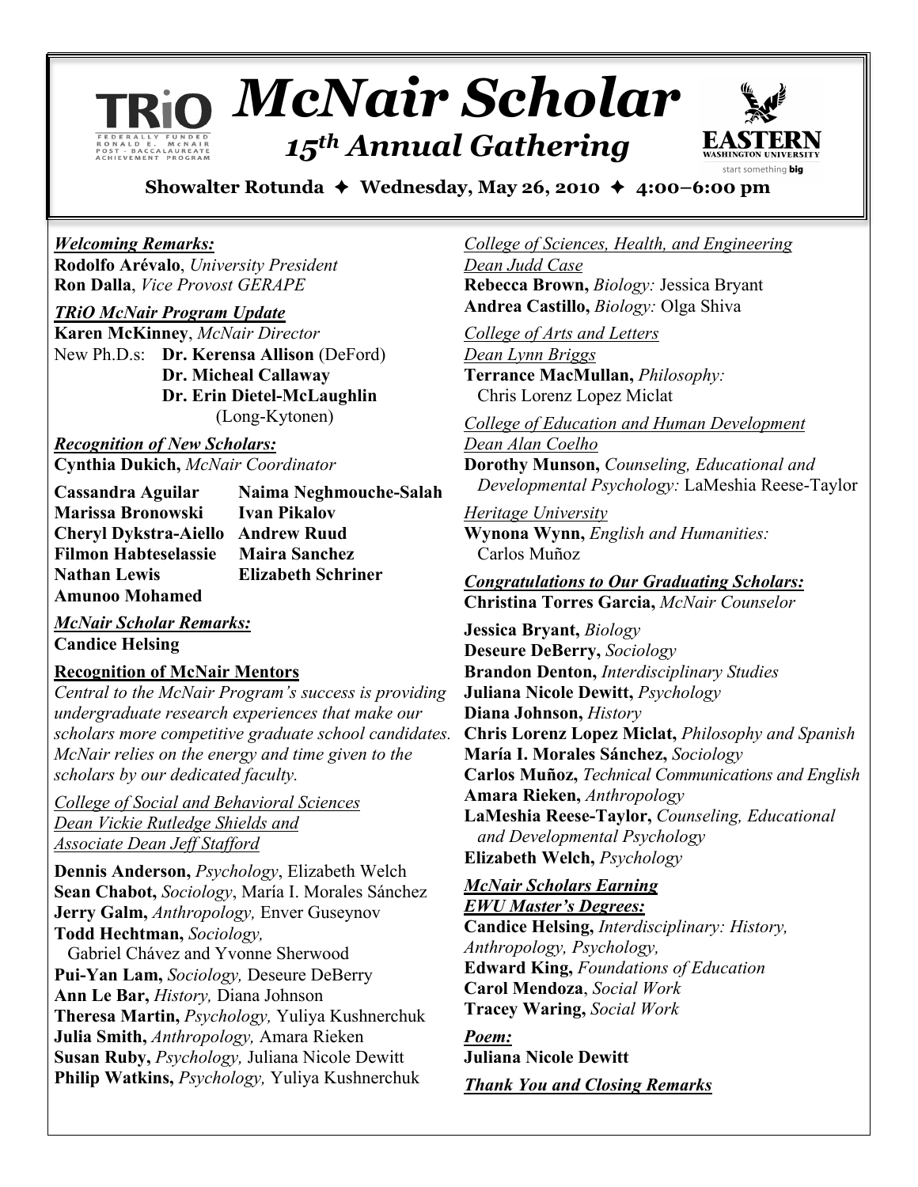# McNair Scholar

## 15th Annual Gathering

**Showalter Rotunda ✦ Wednesday, May 26, 2010 ✦ 4:00–6:00 pm**

***Welcoming Remarks:***

**Rodolfo Arévalo**, *University President*
**Ron Dalla**, *Vice Provost GERAPE*

***TRiO McNair Program Update***

**Karen McKinney**, *McNair Director*
New Ph.D.s: **Dr. Kerensa Allison** (DeFord)
**Dr. Micheal Callaway**
**Dr. Erin Dietel-McLaughlin** (Long-Kytonen)

***Recognition of New Scholars:***

**Cynthia Dukich,** *McNair Coordinator*

**Cassandra Aguilar**
**Marissa Bronowski**
**Cheryl Dykstra-Aiello**
**Filmon Habteselassie**
**Nathan Lewis**
**Amunoo Mohamed**
**Naima Neghmouche-Salah**
**Ivan Pikalov**
**Andrew Ruud**
**Maira Sanchez**
**Elizabeth Schriner**

***McNair Scholar Remarks:***

**Candice Helsing**

**Recognition of McNair Mentors**

*Central to the McNair Program's success is providing undergraduate research experiences that make our scholars more competitive graduate school candidates. McNair relies on the energy and time given to the scholars by our dedicated faculty.*

*College of Social and Behavioral Sciences*
*Dean Vickie Rutledge Shields and Associate Dean Jeff Stafford*

**Dennis Anderson,** *Psychology*, Elizabeth Welch
**Sean Chabot,** *Sociology*, María I. Morales Sánchez
**Jerry Galm,** *Anthropology,* Enver Guseynov
**Todd Hechtman,** *Sociology,* Gabriel Chávez and Yvonne Sherwood
**Pui-Yan Lam,** *Sociology,* Deseure DeBerry
**Ann Le Bar,** *History,* Diana Johnson
**Theresa Martin,** *Psychology,* Yuliya Kushnerchuk
**Julia Smith,** *Anthropology,* Amara Rieken
**Susan Ruby,** *Psychology,* Juliana Nicole Dewitt
**Philip Watkins,** *Psychology,* Yuliya Kushnerchuk

*College of Sciences, Health, and Engineering*
*Dean Judd Case*

**Rebecca Brown,** *Biology:* Jessica Bryant
**Andrea Castillo,** *Biology:* Olga Shiva

*College of Arts and Letters*
*Dean Lynn Briggs*

**Terrance MacMullan,** *Philosophy:* Chris Lorenz Lopez Miclat

*College of Education and Human Development*
*Dean Alan Coelho*

**Dorothy Munson,** *Counseling, Educational and Developmental Psychology:* LaMeshia Reese-Taylor

*Heritage University*

**Wynona Wynn,** *English and Humanities:* Carlos Muñoz

***Congratulations to Our Graduating Scholars:***

**Christina Torres Garcia,** *McNair Counselor*

**Jessica Bryant,** *Biology*
**Deseure DeBerry,** *Sociology*
**Brandon Denton,** *Interdisciplinary Studies*
**Juliana Nicole Dewitt,** *Psychology*
**Diana Johnson,** *History*
**Chris Lorenz Lopez Miclat,** *Philosophy and Spanish*
**María I. Morales Sánchez,** *Sociology*
**Carlos Muñoz,** *Technical Communications and English*
**Amara Rieken,** *Anthropology*
**LaMeshia Reese-Taylor,** *Counseling, Educational and Developmental Psychology*
**Elizabeth Welch,** *Psychology*

***McNair Scholars Earning EWU Master's Degrees:***

**Candice Helsing,** *Interdisciplinary: History, Anthropology, Psychology,*
**Edward King,** *Foundations of Education*
**Carol Mendoza**, *Social Work*
**Tracey Waring,** *Social Work*

***Poem:***

**Juliana Nicole Dewitt**

***Thank You and Closing Remarks***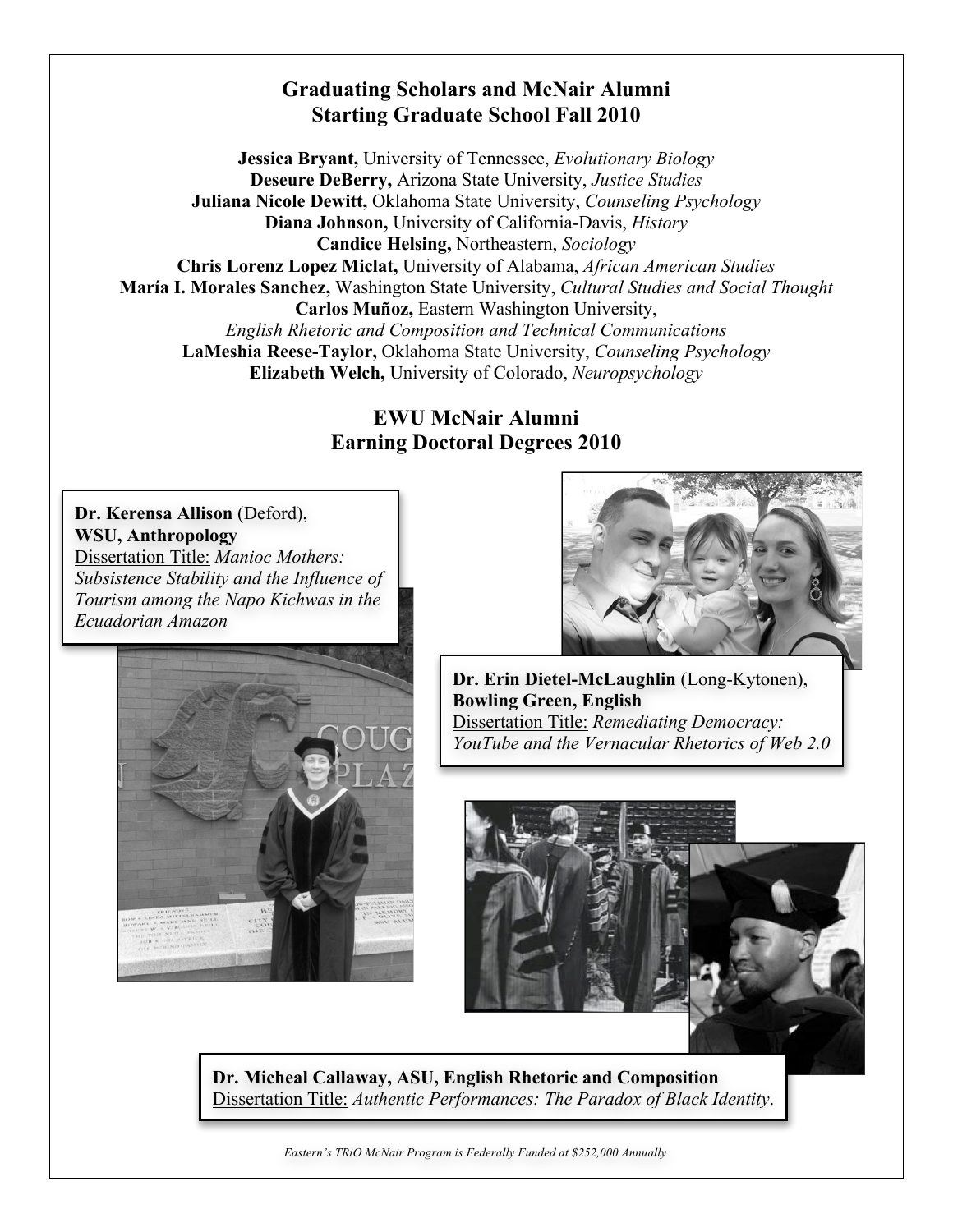## Graduating Scholars and McNair Alumni Starting Graduate School Fall 2010

**Jessica Bryant,** University of Tennessee, *Evolutionary Biology*
**Deseure DeBerry,** Arizona State University, *Justice Studies*
**Juliana Nicole Dewitt,** Oklahoma State University, *Counseling Psychology*
**Diana Johnson,** University of California-Davis, *History*
**Candice Helsing,** Northeastern, *Sociology*
**Chris Lorenz Lopez Miclat,** University of Alabama, *African American Studies*
**María I. Morales Sanchez,** Washington State University, *Cultural Studies and Social Thought*
**Carlos Muñoz,** Eastern Washington University, *English Rhetoric and Composition and Technical Communications*
**LaMeshia Reese-Taylor,** Oklahoma State University, *Counseling Psychology*
**Elizabeth Welch,** University of Colorado, *Neuropsychology*

## EWU McNair Alumni Earning Doctoral Degrees 2010

**Dr. Kerensa Allison** (Deford), **WSU, Anthropology**
Dissertation Title: *Manioc Mothers: Subsistence Stability and the Influence of Tourism among the Napo Kichwas in the Ecuadorian Amazon*

**Dr. Erin Dietel-McLaughlin** (Long-Kytonen), **Bowling Green, English**
Dissertation Title: *Remediating Democracy: YouTube and the Vernacular Rhetorics of Web 2.0*

**Dr. Micheal Callaway, ASU, English Rhetoric and Composition**
Dissertation Title: *Authentic Performances: The Paradox of Black Identity*.

*Eastern's TRiO McNair Program is Federally Funded at $252,000 Annually*